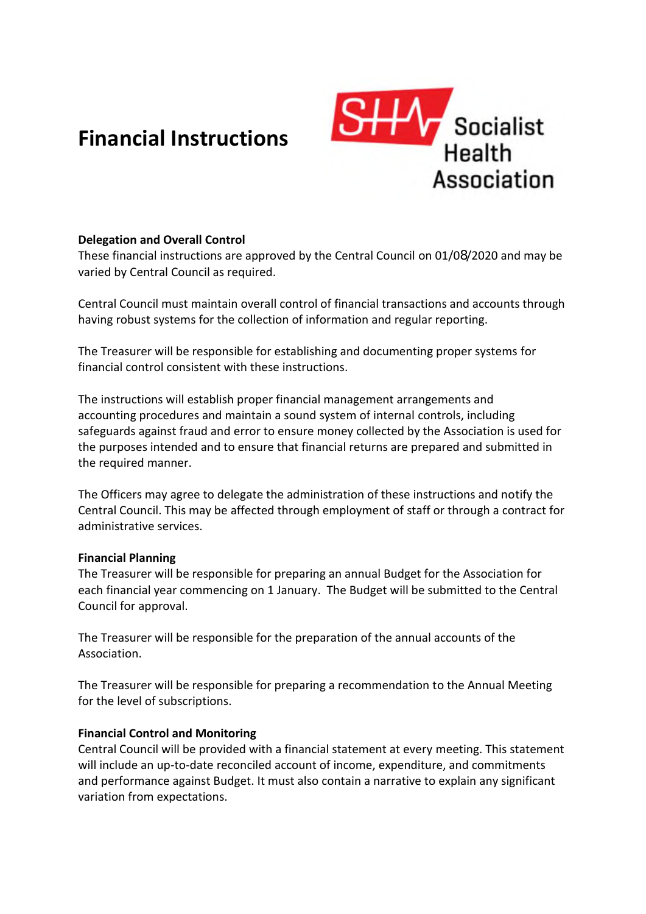# Financial Instructions

Socialist Health Association

**Delegation and Overall Control**

These financial instructions are approved by the Central Council on 01/08/2020 and may be varied by Central Council as required.

Central Council must maintain overall control of financial transactions and accounts through having robust systems for the collection of information and regular reporting.

The Treasurer will be responsible for establishing and documenting proper systems for financial control consistent with these instructions.

The instructions will establish proper financial management arrangements and accounting procedures and maintain a sound system of internal controls, including safeguards against fraud and error to ensure money collected by the Association is used for the purposes intended and to ensure that financial returns are prepared and submitted in the required manner.

The Officers may agree to delegate the administration of these instructions and notify the Central Council. This may be affected through employment of staff or through a contract for administrative services.

**Financial Planning**

The Treasurer will be responsible for preparing an annual Budget for the Association for each financial year commencing on 1 January. The Budget will be submitted to the Central Council for approval.

The Treasurer will be responsible for the preparation of the annual accounts of the Association.

The Treasurer will be responsible for preparing a recommendation to the Annual Meeting for the level of subscriptions.

**Financial Control and Monitoring**

Central Council will be provided with a financial statement at every meeting. This statement will include an up-to-date reconciled account of income, expenditure, and commitments and performance against Budget. It must also contain a narrative to explain any significant variation from expectations.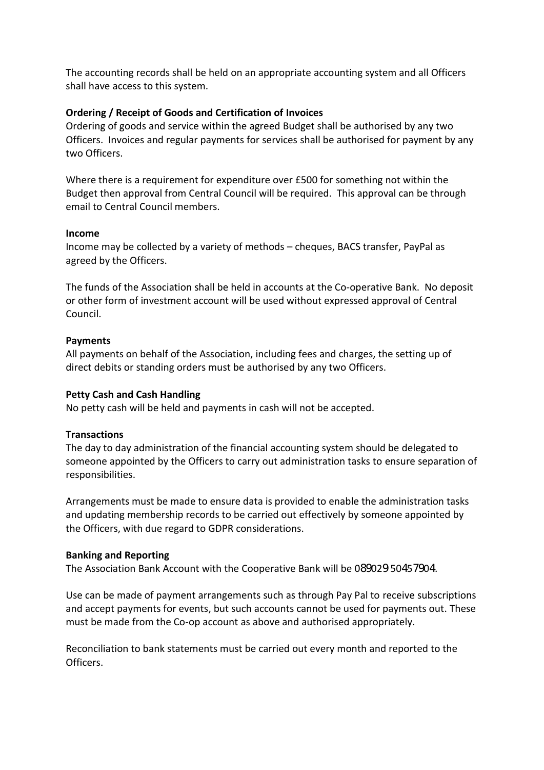The accounting records shall be held on an appropriate accounting system and all Officers shall have access to this system.

**Ordering / Receipt of Goods and Certification of Invoices**

Ordering of goods and service within the agreed Budget shall be authorised by any two Officers. Invoices and regular payments for services shall be authorised for payment by any two Officers.

Where there is a requirement for expenditure over £500 for something not within the Budget then approval from Central Council will be required. This approval can be through email to Central Council members.

**Income**

Income may be collected by a variety of methods – cheques, BACS transfer, PayPal as agreed by the Officers.

The funds of the Association shall be held in accounts at the Co-operative Bank. No deposit or other form of investment account will be used without expressed approval of Central Council.

**Payments**

All payments on behalf of the Association, including fees and charges, the setting up of direct debits or standing orders must be authorised by any two Officers.

**Petty Cash and Cash Handling**

No petty cash will be held and payments in cash will not be accepted.

**Transactions**

The day to day administration of the financial accounting system should be delegated to someone appointed by the Officers to carry out administration tasks to ensure separation of responsibilities.

Arrangements must be made to ensure data is provided to enable the administration tasks and updating membership records to be carried out effectively by someone appointed by the Officers, with due regard to GDPR considerations.

**Banking and Reporting**

The Association Bank Account with the Cooperative Bank will be 089029 50457904.

Use can be made of payment arrangements such as through Pay Pal to receive subscriptions and accept payments for events, but such accounts cannot be used for payments out. These must be made from the Co-op account as above and authorised appropriately.

Reconciliation to bank statements must be carried out every month and reported to the Officers.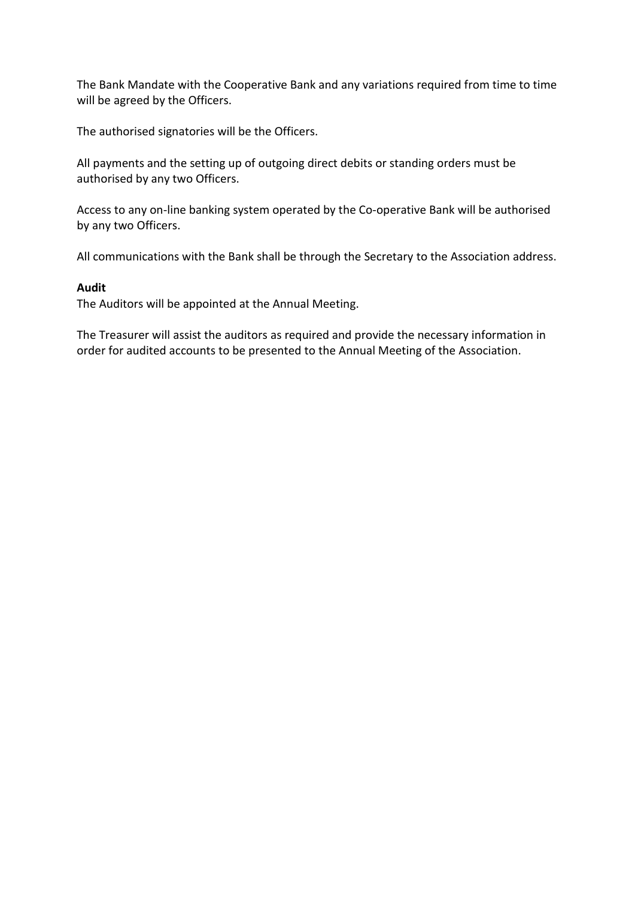The Bank Mandate with the Cooperative Bank and any variations required from time to time will be agreed by the Officers.

The authorised signatories will be the Officers.

All payments and the setting up of outgoing direct debits or standing orders must be authorised by any two Officers.

Access to any on-line banking system operated by the Co-operative Bank will be authorised by any two Officers.

All communications with the Bank shall be through the Secretary to the Association address.

**Audit**

The Auditors will be appointed at the Annual Meeting.

The Treasurer will assist the auditors as required and provide the necessary information in order for audited accounts to be presented to the Annual Meeting of the Association.